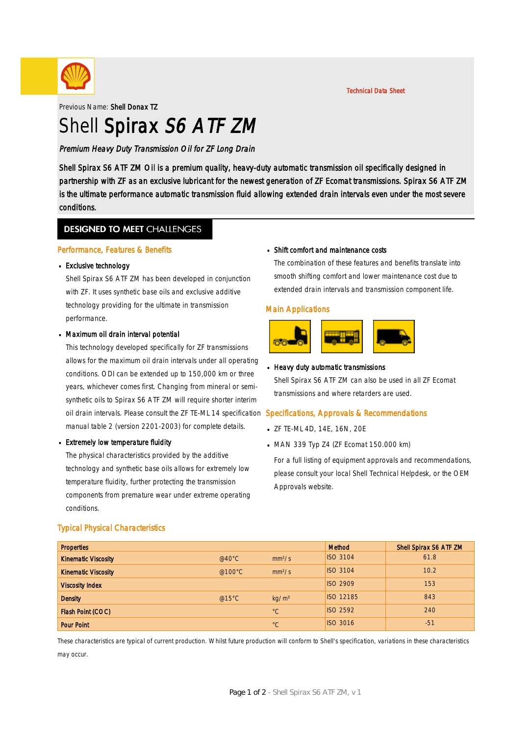Technical Data Sheet

Previous Name: **Shell Donax TZ**

# Shell Spirax *S6 ATF ZM*

*Premium Heavy Duty Transmission Oil for ZF Long Drain*

Shell Spirax S6 ATF ZM Oil is a premium quality, heavy-duty automatic transmission oil specifically designed in partnership with ZF as an exclusive lubricant for the newest generation of ZF Ecomat transmissions. Spirax S6 ATF ZM is the ultimate performance automatic transmission fluid allowing extended drain intervals even under the most severe conditions.

## DESIGNED TO MEET CHALLENGES

### Performance, Features & Benefits

- **Exclusive technology**

  Shell Spirax S6 ATF ZM has been developed in conjunction with ZF. It uses synthetic base oils and exclusive additive technology providing for the ultimate in transmission performance.

- **Maximum oil drain interval potential**

  This technology developed specifically for ZF transmissions allows for the maximum oil drain intervals under all operating conditions. ODI can be extended up to 150,000 km or three years, whichever comes first. Changing from mineral or semi-synthetic oils to Spirax S6 ATF ZM will require shorter interim oil drain intervals. Please consult the ZF TE-ML 14 specification manual table 2 (version 2201-2003) for complete details.

- **Extremely low temperature fluidity**

  The physical characteristics provided by the additive technology and synthetic base oils allows for extremely low temperature fluidity, further protecting the transmission components from premature wear under extreme operating conditions.

- **Shift comfort and maintenance costs**

  The combination of these features and benefits translate into smooth shifting comfort and lower maintenance cost due to extended drain intervals and transmission component life.

### Main Applications

- **Heavy duty automatic transmissions**

  Shell Spirax S6 ATF ZM can also be used in all ZF Ecomat transmissions and where retarders are used.

### Specifications, Approvals & Recommendations

- ZF TE-ML 4D, 14E, 16N, 20E
- MAN 339 Typ Z4 (ZF Ecomat 150.000 km)

  For a full listing of equipment approvals and recommendations, please consult your local Shell Technical Helpdesk, or the OEM Approvals website.

### Typical Physical Characteristics

| Properties | | | Method | Shell Spirax S6 ATF ZM |
|---|---|---|---|---|
| Kinematic Viscosity | @40°C | $mm^2/s$ | ISO 3104 | 61.8 |
| Kinematic Viscosity | @100°C | $mm^2/s$ | ISO 3104 | 10.2 |
| Viscosity Index | | | ISO 2909 | 153 |
| Density | @15°C | $kg/m^3$ | ISO 12185 | 843 |
| Flash Point (COC) | | °C | ISO 2592 | 240 |
| Pour Point | | °C | ISO 3016 | -51 |

These characteristics are typical of current production. Whilst future production will conform to Shell's specification, variations in these characteristics may occur.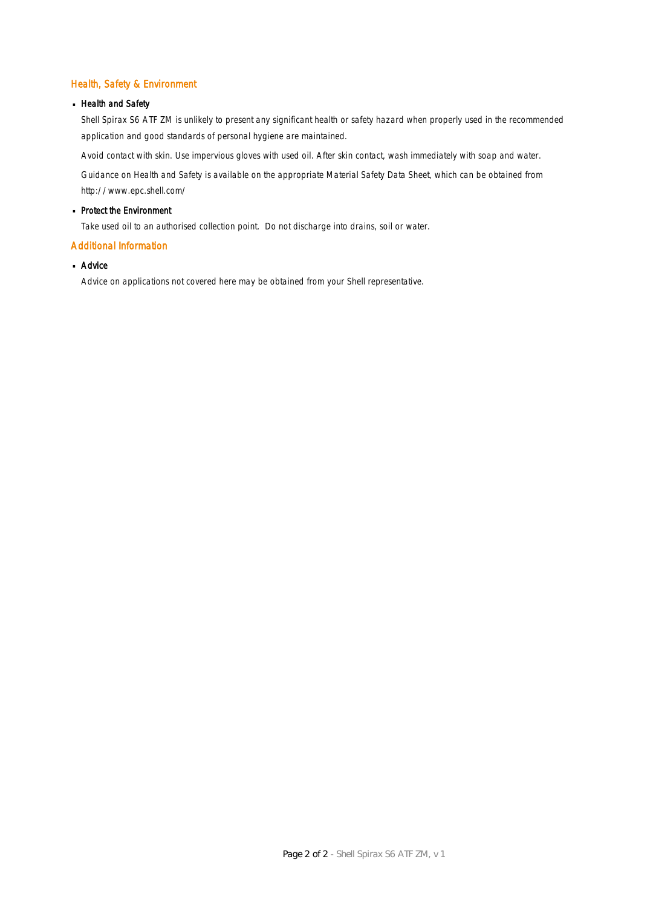## Health, Safety & Environment

- **Health and Safety**

  Shell Spirax S6 ATF ZM is unlikely to present any significant health or safety hazard when properly used in the recommended application and good standards of personal hygiene are maintained.

  Avoid contact with skin. Use impervious gloves with used oil. After skin contact, wash immediately with soap and water.

  Guidance on Health and Safety is available on the appropriate Material Safety Data Sheet, which can be obtained from http://www.epc.shell.com/

- **Protect the Environment**

  Take used oil to an authorised collection point. Do not discharge into drains, soil or water.

## Additional Information

- **Advice**

  Advice on applications not covered here may be obtained from your Shell representative.